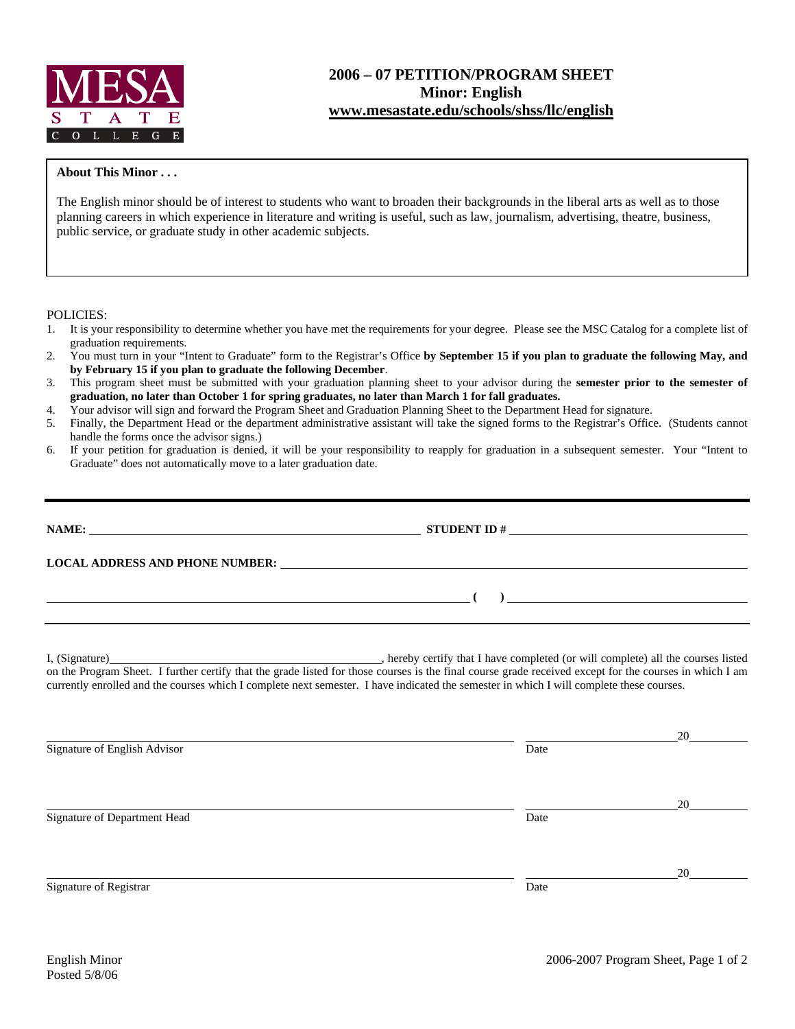MESA STATE COLLEGE

# 2006 – 07 PETITION/PROGRAM SHEET
## Minor: English
**www.mesastate.edu/schools/shss/llc/english**

**About This Minor . . .**

The English minor should be of interest to students who want to broaden their backgrounds in the liberal arts as well as to those planning careers in which experience in literature and writing is useful, such as law, journalism, advertising, theatre, business, public service, or graduate study in other academic subjects.

POLICIES:

1. It is your responsibility to determine whether you have met the requirements for your degree. Please see the MSC Catalog for a complete list of graduation requirements.
2. You must turn in your "Intent to Graduate" form to the Registrar's Office **by September 15 if you plan to graduate the following May, and by February 15 if you plan to graduate the following December**.
3. This program sheet must be submitted with your graduation planning sheet to your advisor during the **semester prior to the semester of graduation, no later than October 1 for spring graduates, no later than March 1 for fall graduates.**
4. Your advisor will sign and forward the Program Sheet and Graduation Planning Sheet to the Department Head for signature.
5. Finally, the Department Head or the department administrative assistant will take the signed forms to the Registrar's Office. (Students cannot handle the forms once the advisor signs.)
6. If your petition for graduation is denied, it will be your responsibility to reapply for graduation in a subsequent semester. Your "Intent to Graduate" does not automatically move to a later graduation date.

---

**NAME:** ______________________________ **STUDENT ID #** ______________________________

**LOCAL ADDRESS AND PHONE NUMBER:** ______________________________

______________________________ **( )** ______________________________

---

I, (Signature)______________________________, hereby certify that I have completed (or will complete) all the courses listed on the Program Sheet. I further certify that the grade listed for those courses is the final course grade received except for the courses in which I am currently enrolled and the courses which I complete next semester. I have indicated the semester in which I will complete these courses.

______________________________ ______________ 20______
Signature of English Advisor Date

______________________________ ______________ 20______
Signature of Department Head Date

______________________________ ______________ 20______
Signature of Registrar Date

English Minor
Posted 5/8/06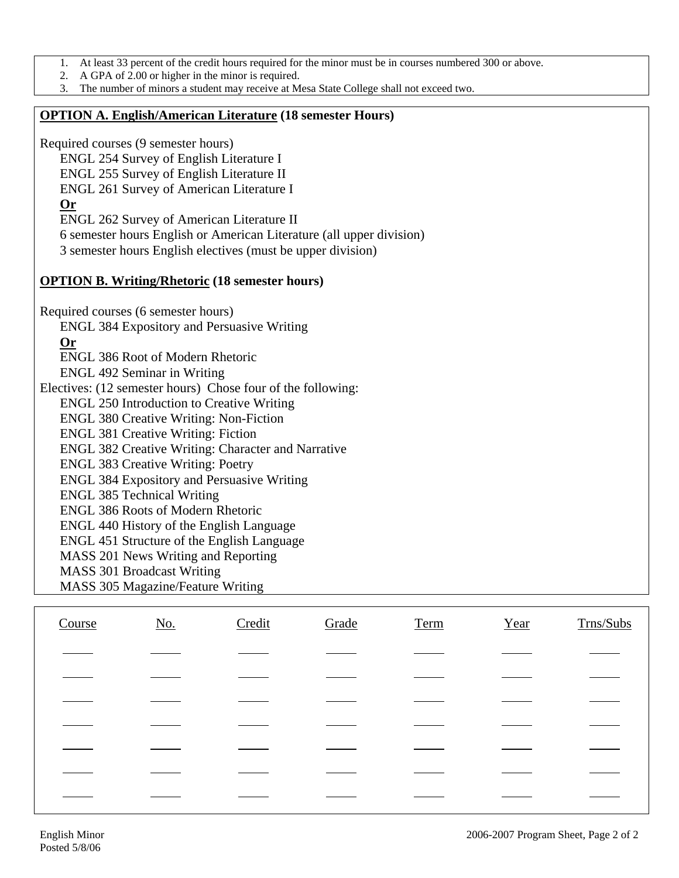1. At least 33 percent of the credit hours required for the minor must be in courses numbered 300 or above.
2. A GPA of 2.00 or higher in the minor is required.
3. The number of minors a student may receive at Mesa State College shall not exceed two.

**OPTION A. English/American Literature (18 semester Hours)**

Required courses (9 semester hours)

ENGL 254 Survey of English Literature I
ENGL 255 Survey of English Literature II
ENGL 261 Survey of American Literature I
**Or**
ENGL 262 Survey of American Literature II
6 semester hours English or American Literature (all upper division)
3 semester hours English electives (must be upper division)

**OPTION B. Writing/Rhetoric (18 semester hours)**

Required courses (6 semester hours)

ENGL 384 Expository and Persuasive Writing
**Or**
ENGL 386 Root of Modern Rhetoric
ENGL 492 Seminar in Writing

Electives: (12 semester hours) Chose four of the following:

ENGL 250 Introduction to Creative Writing
ENGL 380 Creative Writing: Non-Fiction
ENGL 381 Creative Writing: Fiction
ENGL 382 Creative Writing: Character and Narrative
ENGL 383 Creative Writing: Poetry
ENGL 384 Expository and Persuasive Writing
ENGL 385 Technical Writing
ENGL 386 Roots of Modern Rhetoric
ENGL 440 History of the English Language
ENGL 451 Structure of the English Language
MASS 201 News Writing and Reporting
MASS 301 Broadcast Writing
MASS 305 Magazine/Feature Writing

| Course | No. | Credit | Grade | Term | Year | Trns/Subs |
|---|---|---|---|---|---|---|
| | | | | | | |
| | | | | | | |
| | | | | | | |
| | | | | | | |
| | | | | | | |
| | | | | | | |
| | | | | | | |

English Minor
Posted 5/8/06